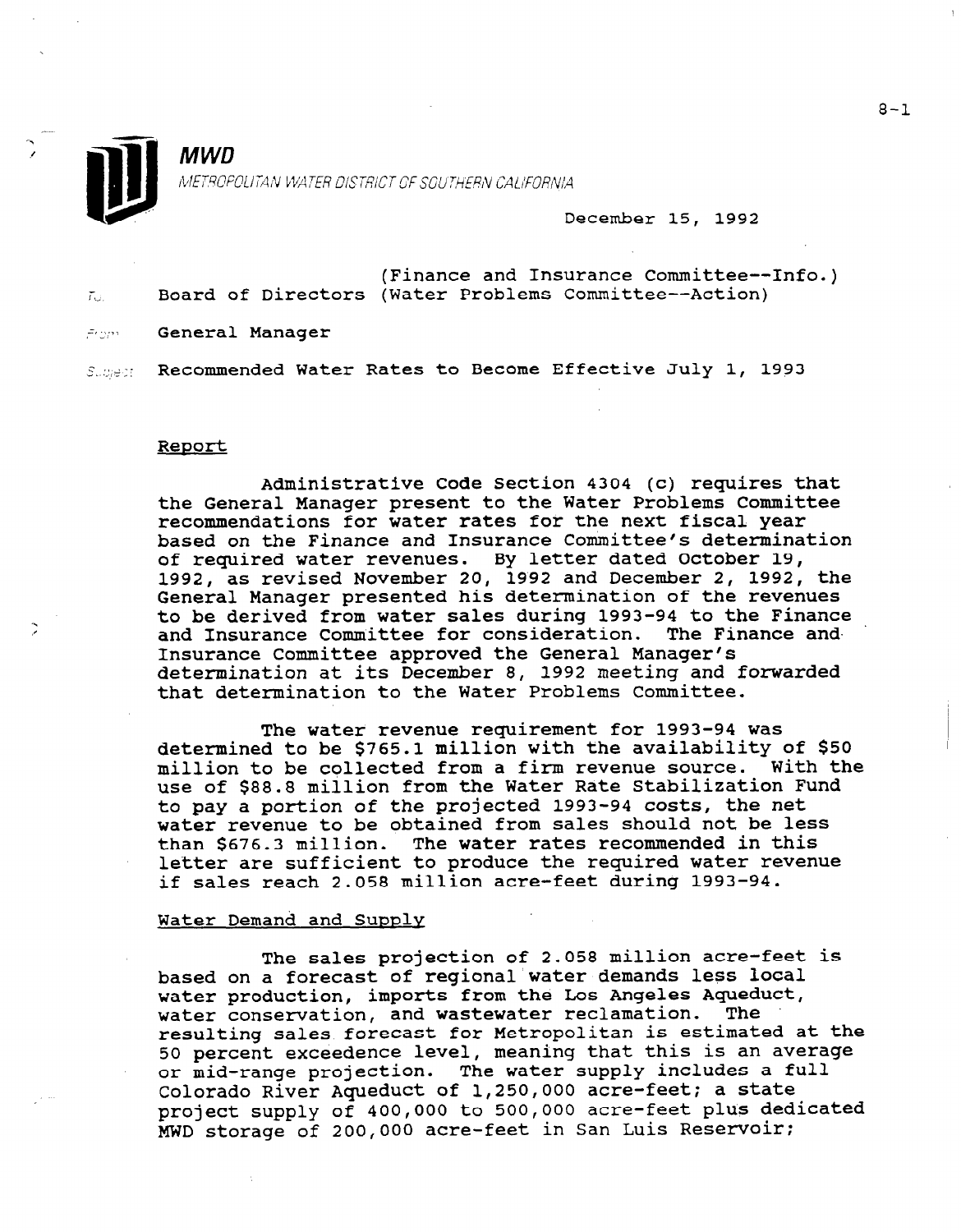**MWD**

METROPOLITAN WATER DISTRICT OF SOUTHERN CALIFORNIA

December 15, 1992

To: Board of Directors (Finance and Insurance Committee--Info.) (Water Problems Committee--Action)

From: General Manager

Subject: Recommended Water Rates to Become Effective July 1, 1993

## Report

Administrative Code Section 4304 (c) requires that the General Manager present to the Water Problems Committee recommendations for water rates for the next fiscal year based on the Finance and Insurance Committee's determination of required water revenues. By letter dated October 19, 1992, as revised November 20, 1992 and December 2, 1992, the General Manager presented his determination of the revenues to be derived from water sales during 1993-94 to the Finance and Insurance Committee for consideration. The Finance and Insurance Committee approved the General Manager's determination at its December 8, 1992 meeting and forwarded that determination to the Water Problems Committee.

The water revenue requirement for 1993-94 was determined to be $765.1 million with the availability of $50 million to be collected from a firm revenue source. With the use of $88.8 million from the Water Rate Stabilization Fund to pay a portion of the projected 1993-94 costs, the net water revenue to be obtained from sales should not be less than $676.3 million. The water rates recommended in this letter are sufficient to produce the required water revenue if sales reach 2.058 million acre-feet during 1993-94.

## Water Demand and Supply

The sales projection of 2.058 million acre-feet is based on a forecast of regional water demands less local water production, imports from the Los Angeles Aqueduct, water conservation, and wastewater reclamation. The resulting sales forecast for Metropolitan is estimated at the 50 percent exceedence level, meaning that this is an average or mid-range projection. The water supply includes a full Colorado River Aqueduct of 1,250,000 acre-feet; a state project supply of 400,000 to 500,000 acre-feet plus dedicated MWD storage of 200,000 acre-feet in San Luis Reservoir;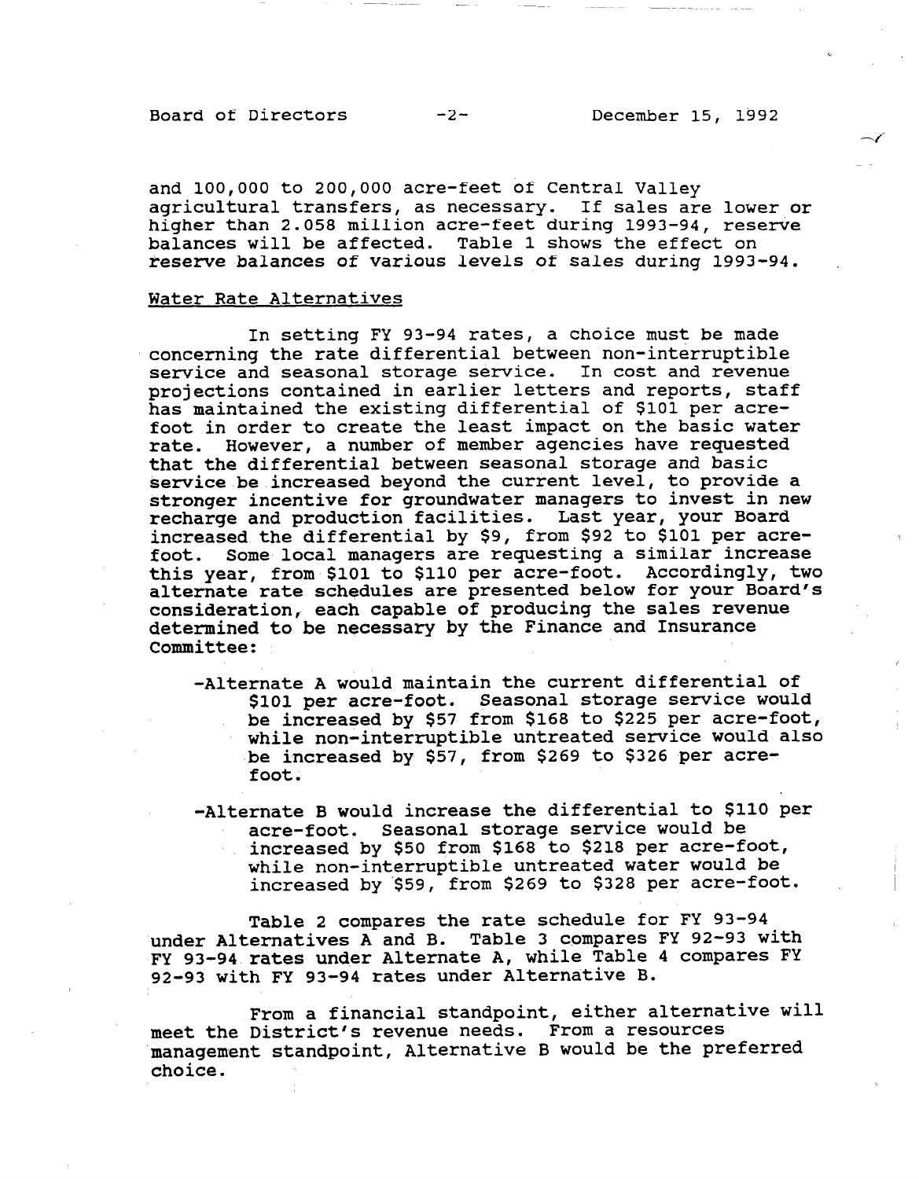and 100,000 to 200,000 acre-feet of Central Valley agricultural transfers, as necessary. If sales are lower or higher than 2.058 million acre-feet during 1993-94, reserve balances will be affected. Table 1 shows the effect on reserve balances of various levels of sales during 1993-94.

## Water Rate Alternatives

In setting FY 93-94 rates, a choice must be made concerning the rate differential between non-interruptible service and seasonal storage service. In cost and revenue projections contained in earlier letters and reports, staff has maintained the existing differential of $101 per acre-foot in order to create the least impact on the basic water rate. However, a number of member agencies have requested that the differential between seasonal storage and basic service be increased beyond the current level, to provide a stronger incentive for groundwater managers to invest in new recharge and production facilities. Last year, your Board increased the differential by $9, from $92 to $101 per acre-foot. Some local managers are requesting a similar increase this year, from $101 to $110 per acre-foot. Accordingly, two alternate rate schedules are presented below for your Board's consideration, each capable of producing the sales revenue determined to be necessary by the Finance and Insurance Committee:

- Alternate A would maintain the current differential of $101 per acre-foot. Seasonal storage service would be increased by $57 from $168 to $225 per acre-foot, while non-interruptible untreated service would also be increased by $57, from $269 to $326 per acre-foot.

- Alternate B would increase the differential to $110 per acre-foot. Seasonal storage service would be increased by $50 from $168 to $218 per acre-foot, while non-interruptible untreated water would be increased by $59, from $269 to $328 per acre-foot.

Table 2 compares the rate schedule for FY 93-94 under Alternatives A and B. Table 3 compares FY 92-93 with FY 93-94 rates under Alternate A, while Table 4 compares FY 92-93 with FY 93-94 rates under Alternative B.

From a financial standpoint, either alternative will meet the District's revenue needs. From a resources management standpoint, Alternative B would be the preferred choice.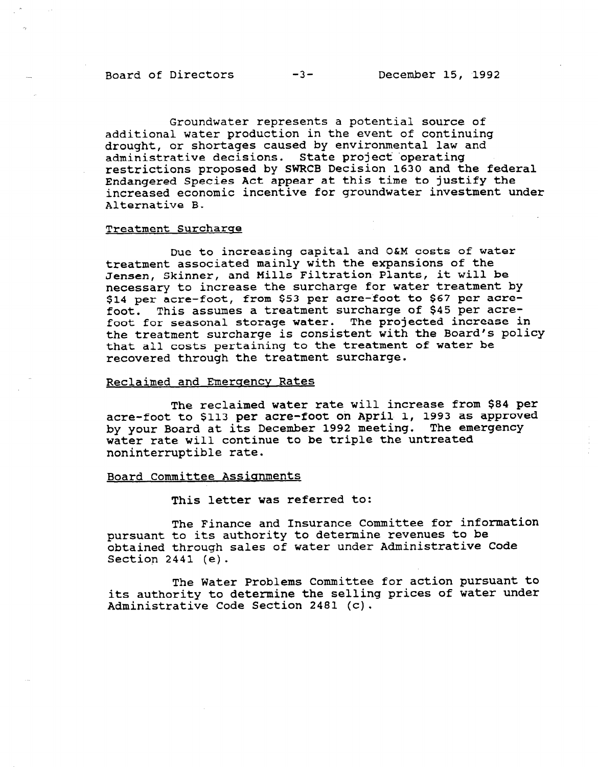Groundwater represents a potential source of additional water production in the event of continuing drought, or shortages caused by environmental law and administrative decisions. State project operating restrictions proposed by SWRCB Decision 1630 and the federal Endangered Species Act appear at this time to justify the increased economic incentive for groundwater investment under Alternative B.

Treatment Surcharge

Due to increasing capital and O&M costs of water treatment associated mainly with the expansions of the Jensen, Skinner, and Mills Filtration Plants, it will be necessary to increase the surcharge for water treatment by $14 per acre-foot, from $53 per acre-foot to $67 per acre-foot. This assumes a treatment surcharge of $45 per acre-foot for seasonal storage water. The projected increase in the treatment surcharge is consistent with the Board's policy that all costs pertaining to the treatment of water be recovered through the treatment surcharge.

Reclaimed and Emergency Rates

The reclaimed water rate will increase from $84 per acre-foot to $113 per acre-foot on April 1, 1993 as approved by your Board at its December 1992 meeting. The emergency water rate will continue to be triple the untreated noninterruptible rate.

Board Committee Assignments

This letter was referred to:

The Finance and Insurance Committee for information pursuant to its authority to determine revenues to be obtained through sales of water under Administrative Code Section 2441 (e).

The Water Problems Committee for action pursuant to its authority to determine the selling prices of water under Administrative Code Section 2481 (c).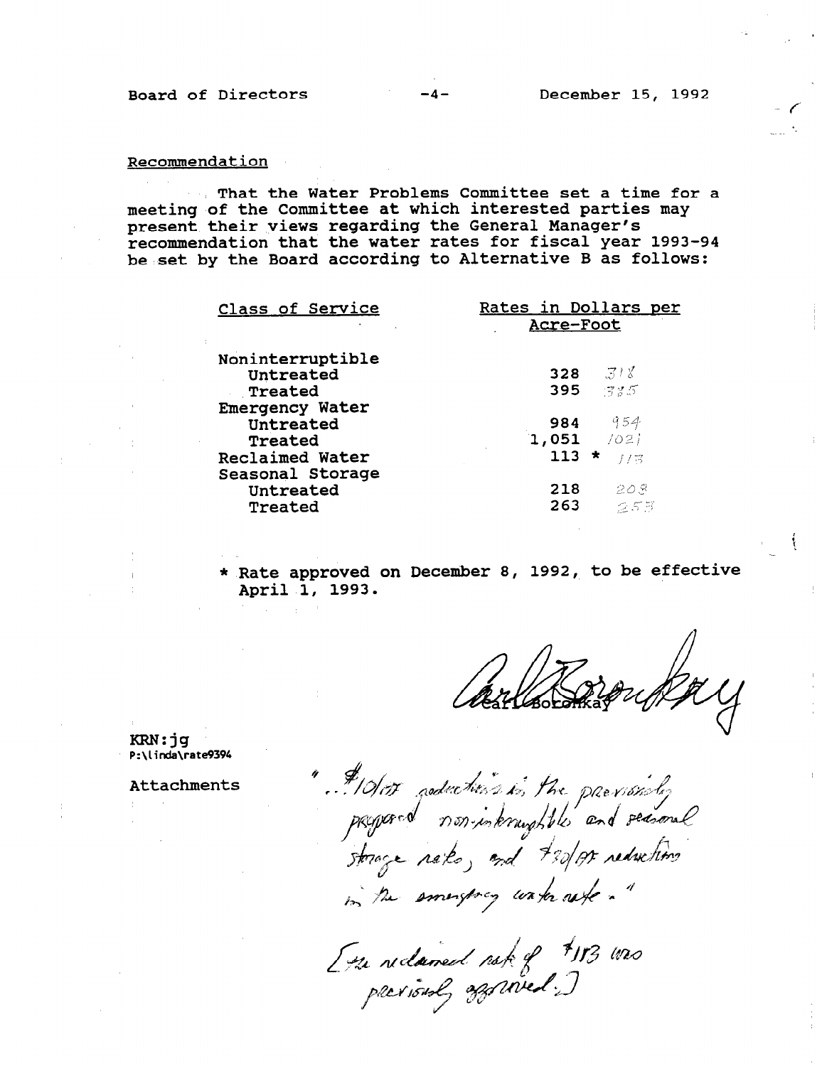Recommendation

That the Water Problems Committee set a time for a meeting of the Committee at which interested parties may present their views regarding the General Manager's recommendation that the water rates for fiscal year 1993-94 be set by the Board according to Alternative B as follows:

| Class of Service | Rates in Dollars per Acre-Foot | |
|---|---|---|
| Noninterruptible | | |
| Untreated | 328 | 318 |
| Treated | 395 | 385 |
| Emergency Water | | |
| Untreated | 984 | 954 |
| Treated | 1,051 | 1021 |
| Reclaimed Water | 113 * | 113 |
| Seasonal Storage | | |
| Untreated | 218 | 208 |
| Treated | 263 | 253 |

\* Rate approved on December 8, 1992, to be effective April 1, 1993.

Carl Boronkay

KRN:jg
P:\linda\rate9394

Attachments

"...$10/AF reductions in the previously proposed non-interruptible and seasonal storage rates, and $30/AF reductions in the emergency water rate."

[The reclaimed rate of $113 was previously approved.]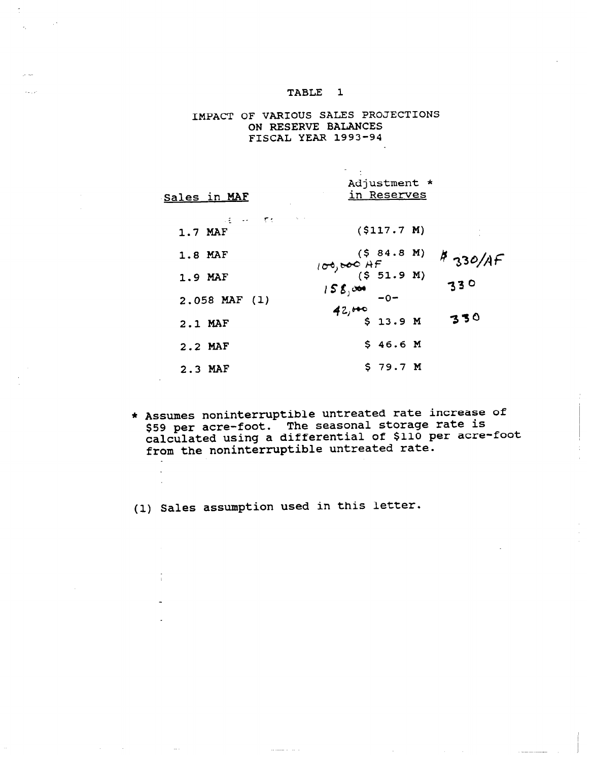# TABLE 1

## IMPACT OF VARIOUS SALES PROJECTIONS ON RESERVE BALANCES FISCAL YEAR 1993-94

| Sales in MAF | Adjustment * in Reserves | |
|---|---|---|
| 1.7 MAF | ($117.7 M) | |
| 1.8 MAF | ($ 84.8 M) 100,000 AF | $330/AF |
| 1.9 MAF | ($ 51.9 M) 158,000 | 330 |
| 2.058 MAF (1) | -0- 42,000 | |
| 2.1 MAF | $ 13.9 M | 330 |
| 2.2 MAF | $ 46.6 M | |
| 2.3 MAF | $ 79.7 M | |

\* Assumes noninterruptible untreated rate increase of $59 per acre-foot. The seasonal storage rate is calculated using a differential of $110 per acre-foot from the noninterruptible untreated rate.

(1) Sales assumption used in this letter.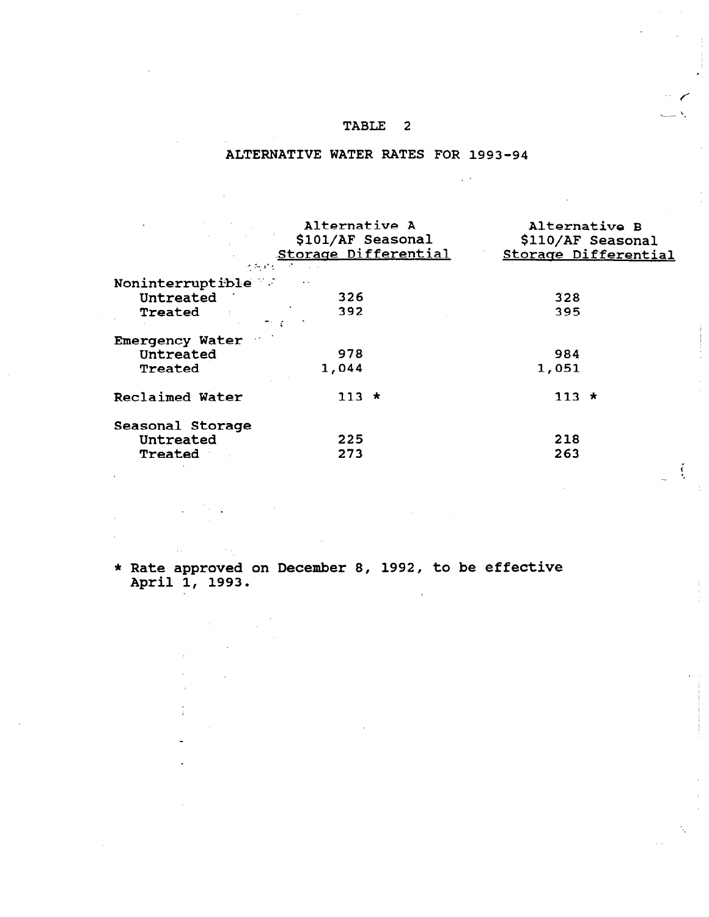# TABLE 2

## ALTERNATIVE WATER RATES FOR 1993-94

| | Alternative A $101/AF Seasonal Storage Differential | Alternative B $110/AF Seasonal Storage Differential |
|---|---|---|
| Noninterruptible | | |
| Untreated | 326 | 328 |
| Treated | 392 | 395 |
| Emergency Water | | |
| Untreated | 978 | 984 |
| Treated | 1,044 | 1,051 |
| Reclaimed Water | 113 * | 113 * |
| Seasonal Storage | | |
| Untreated | 225 | 218 |
| Treated | 273 | 263 |

* Rate approved on December 8, 1992, to be effective April 1, 1993.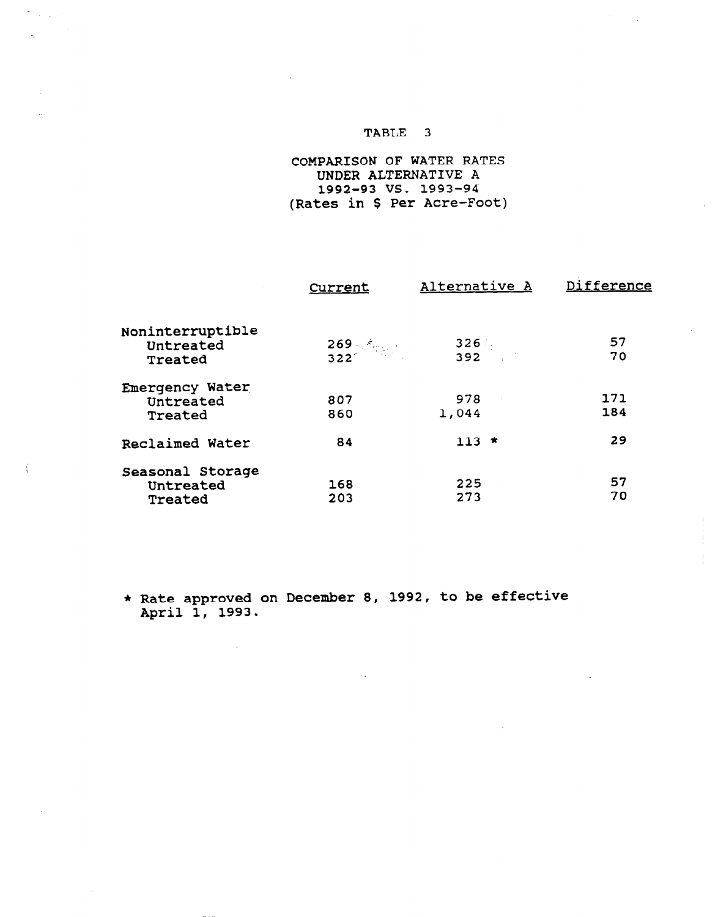TABLE 3

COMPARISON OF WATER RATES
UNDER ALTERNATIVE A
1992-93 VS. 1993-94
(Rates in $ Per Acre-Foot)

| | Current | Alternative A | Difference |
|---|---|---|---|
| Noninterruptible | | | |
| Untreated | 269 | 326 | 57 |
| Treated | 322 | 392 | 70 |
| Emergency Water | | | |
| Untreated | 807 | 978 | 171 |
| Treated | 860 | 1,044 | 184 |
| Reclaimed Water | 84 | 113 * | 29 |
| Seasonal Storage | | | |
| Untreated | 168 | 225 | 57 |
| Treated | 203 | 273 | 70 |

* Rate approved on December 8, 1992, to be effective April 1, 1993.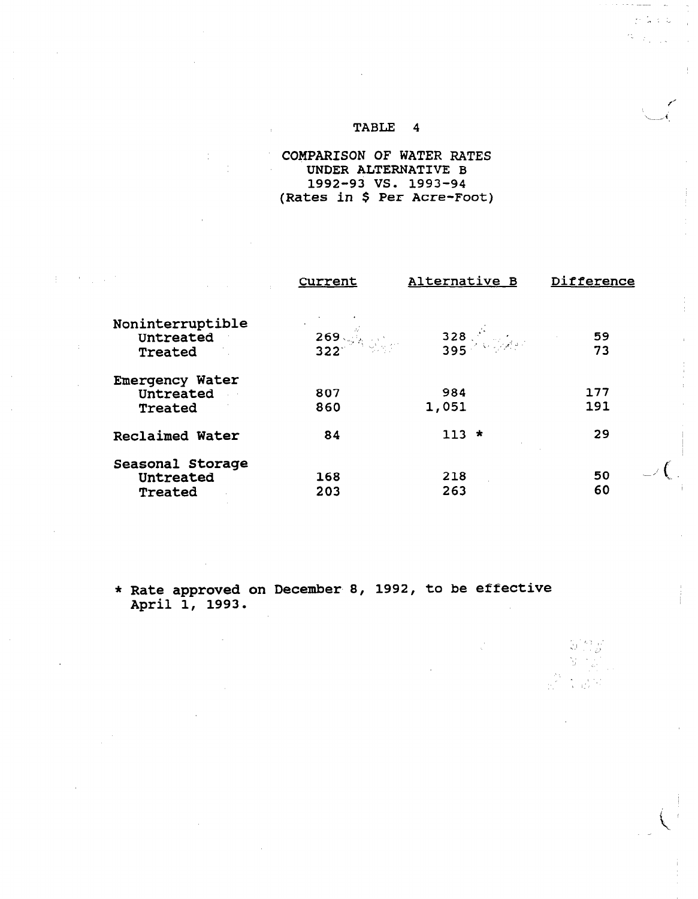# TABLE 4

## COMPARISON OF WATER RATES UNDER ALTERNATIVE B 1992-93 VS. 1993-94 (Rates in $ Per Acre-Foot)

| | Current | Alternative B | Difference |
|---|---|---|---|
| Noninterruptible | | | |
| Untreated | 269 | 328 | 59 |
| Treated | 322 | 395 | 73 |
| Emergency Water | | | |
| Untreated | 807 | 984 | 177 |
| Treated | 860 | 1,051 | 191 |
| Reclaimed Water | 84 | 113 * | 29 |
| Seasonal Storage | | | |
| Untreated | 168 | 218 | 50 |
| Treated | 203 | 263 | 60 |

\* Rate approved on December 8, 1992, to be effective April 1, 1993.